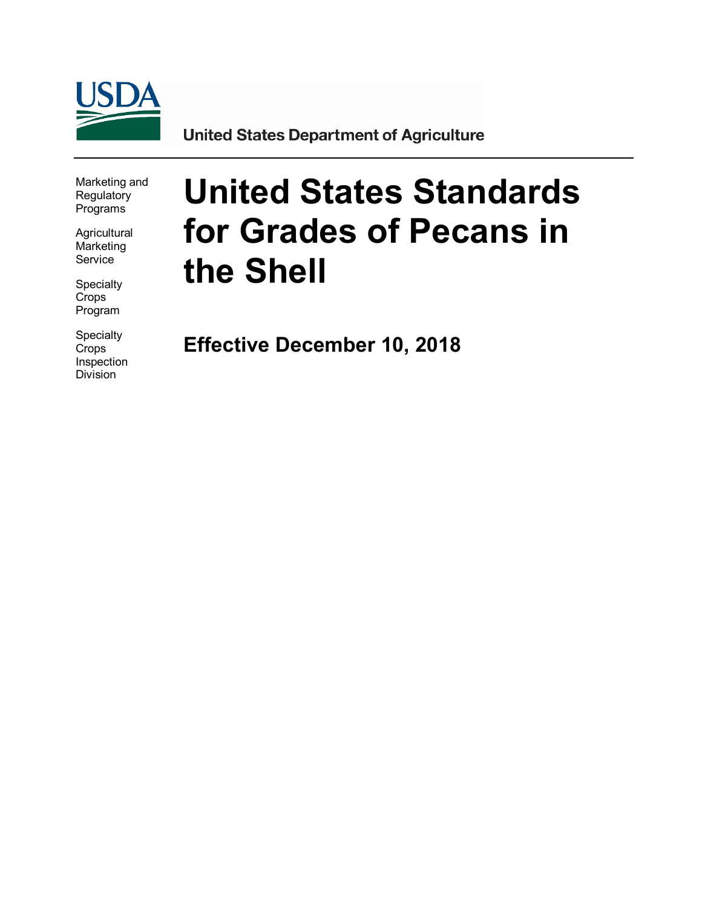USDA

United States Department of Agriculture

Marketing and Regulatory Programs

Agricultural Marketing Service

Specialty Crops Program

Specialty Crops Inspection Division

# United States Standards for Grades of Pecans in the Shell

## Effective December 10, 2018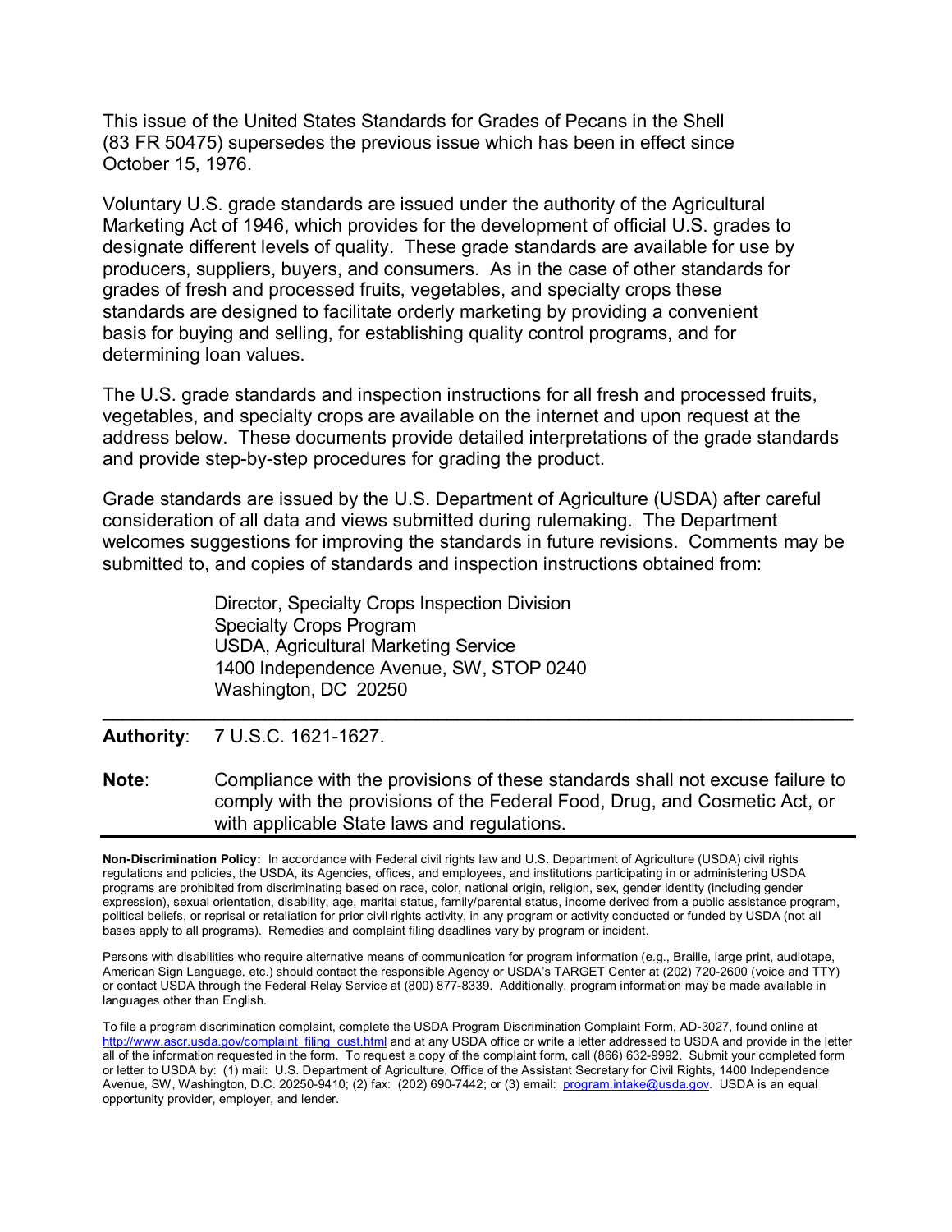This issue of the United States Standards for Grades of Pecans in the Shell (83 FR 50475) supersedes the previous issue which has been in effect since October 15, 1976.

Voluntary U.S. grade standards are issued under the authority of the Agricultural Marketing Act of 1946, which provides for the development of official U.S. grades to designate different levels of quality. These grade standards are available for use by producers, suppliers, buyers, and consumers. As in the case of other standards for grades of fresh and processed fruits, vegetables, and specialty crops these standards are designed to facilitate orderly marketing by providing a convenient basis for buying and selling, for establishing quality control programs, and for determining loan values.

The U.S. grade standards and inspection instructions for all fresh and processed fruits, vegetables, and specialty crops are available on the internet and upon request at the address below. These documents provide detailed interpretations of the grade standards and provide step-by-step procedures for grading the product.

Grade standards are issued by the U.S. Department of Agriculture (USDA) after careful consideration of all data and views submitted during rulemaking. The Department welcomes suggestions for improving the standards in future revisions. Comments may be submitted to, and copies of standards and inspection instructions obtained from:

> Director, Specialty Crops Inspection Division
> Specialty Crops Program
> USDA, Agricultural Marketing Service
> 1400 Independence Avenue, SW, STOP 0240
> Washington, DC 20250

---

**Authority**: 7 U.S.C. 1621-1627.

**Note**: Compliance with the provisions of these standards shall not excuse failure to comply with the provisions of the Federal Food, Drug, and Cosmetic Act, or with applicable State laws and regulations.

---

**Non-Discrimination Policy:** In accordance with Federal civil rights law and U.S. Department of Agriculture (USDA) civil rights regulations and policies, the USDA, its Agencies, offices, and employees, and institutions participating in or administering USDA programs are prohibited from discriminating based on race, color, national origin, religion, sex, gender identity (including gender expression), sexual orientation, disability, age, marital status, family/parental status, income derived from a public assistance program, political beliefs, or reprisal or retaliation for prior civil rights activity, in any program or activity conducted or funded by USDA (not all bases apply to all programs). Remedies and complaint filing deadlines vary by program or incident.

Persons with disabilities who require alternative means of communication for program information (e.g., Braille, large print, audiotape, American Sign Language, etc.) should contact the responsible Agency or USDA's TARGET Center at (202) 720-2600 (voice and TTY) or contact USDA through the Federal Relay Service at (800) 877-8339. Additionally, program information may be made available in languages other than English.

To file a program discrimination complaint, complete the USDA Program Discrimination Complaint Form, AD-3027, found online at http://www.ascr.usda.gov/complaint_filing_cust.html and at any USDA office or write a letter addressed to USDA and provide in the letter all of the information requested in the form. To request a copy of the complaint form, call (866) 632-9992. Submit your completed form or letter to USDA by: (1) mail: U.S. Department of Agriculture, Office of the Assistant Secretary for Civil Rights, 1400 Independence Avenue, SW, Washington, D.C. 20250-9410; (2) fax: (202) 690-7442; or (3) email: program.intake@usda.gov. USDA is an equal opportunity provider, employer, and lender.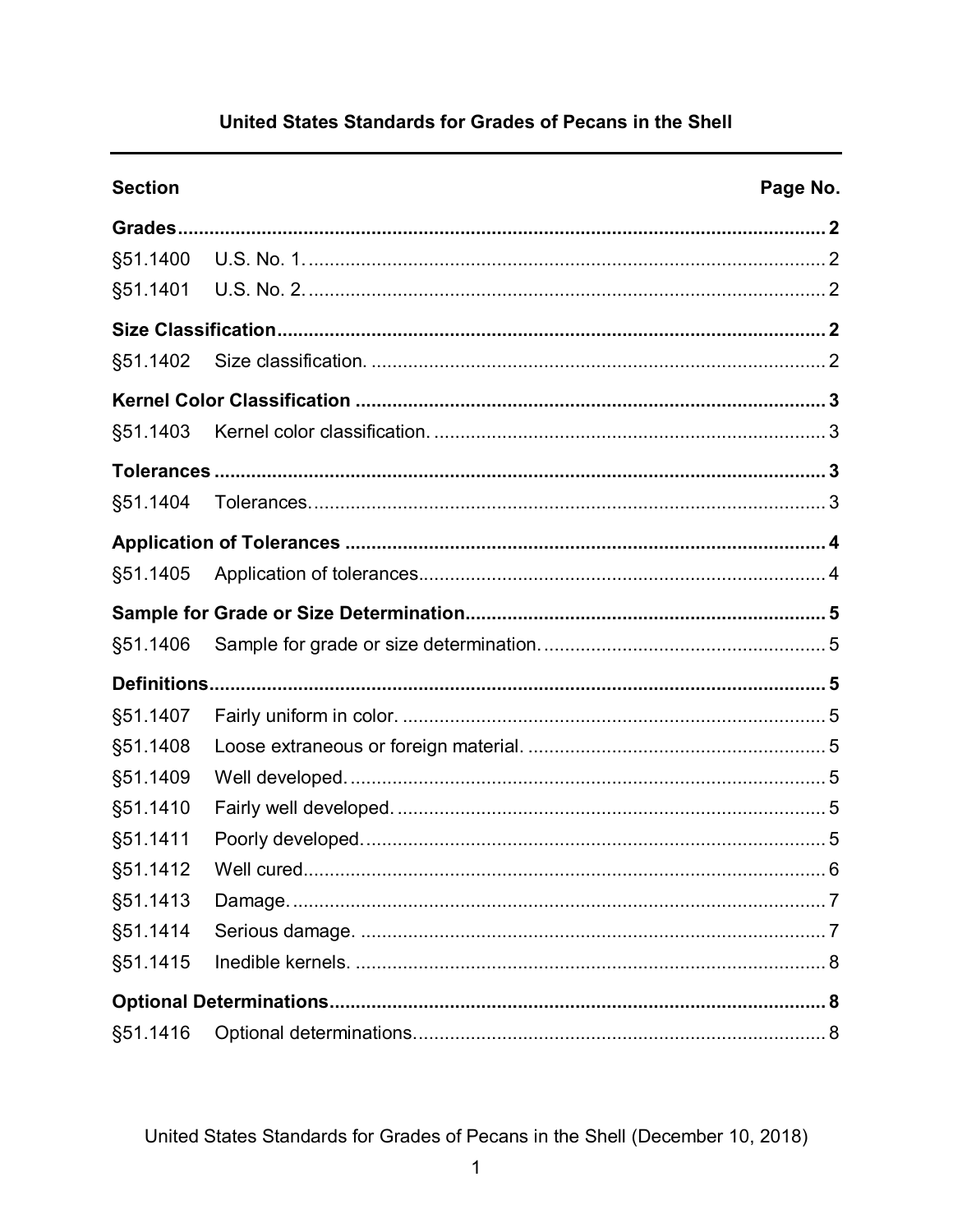# United States Standards for Grades of Pecans in the Shell

| Section | | Page No. |
|---|---|---|
| **Grades** | | **2** |
| §51.1400 | U.S. No. 1. | 2 |
| §51.1401 | U.S. No. 2. | 2 |
| **Size Classification** | | **2** |
| §51.1402 | Size classification. | 2 |
| **Kernel Color Classification** | | **3** |
| §51.1403 | Kernel color classification. | 3 |
| **Tolerances** | | **3** |
| §51.1404 | Tolerances. | 3 |
| **Application of Tolerances** | | **4** |
| §51.1405 | Application of tolerances | 4 |
| **Sample for Grade or Size Determination** | | **5** |
| §51.1406 | Sample for grade or size determination. | 5 |
| **Definitions** | | **5** |
| §51.1407 | Fairly uniform in color. | 5 |
| §51.1408 | Loose extraneous or foreign material. | 5 |
| §51.1409 | Well developed. | 5 |
| §51.1410 | Fairly well developed. | 5 |
| §51.1411 | Poorly developed. | 5 |
| §51.1412 | Well cured | 6 |
| §51.1413 | Damage. | 7 |
| §51.1414 | Serious damage. | 7 |
| §51.1415 | Inedible kernels. | 8 |
| **Optional Determinations** | | **8** |
| §51.1416 | Optional determinations. | 8 |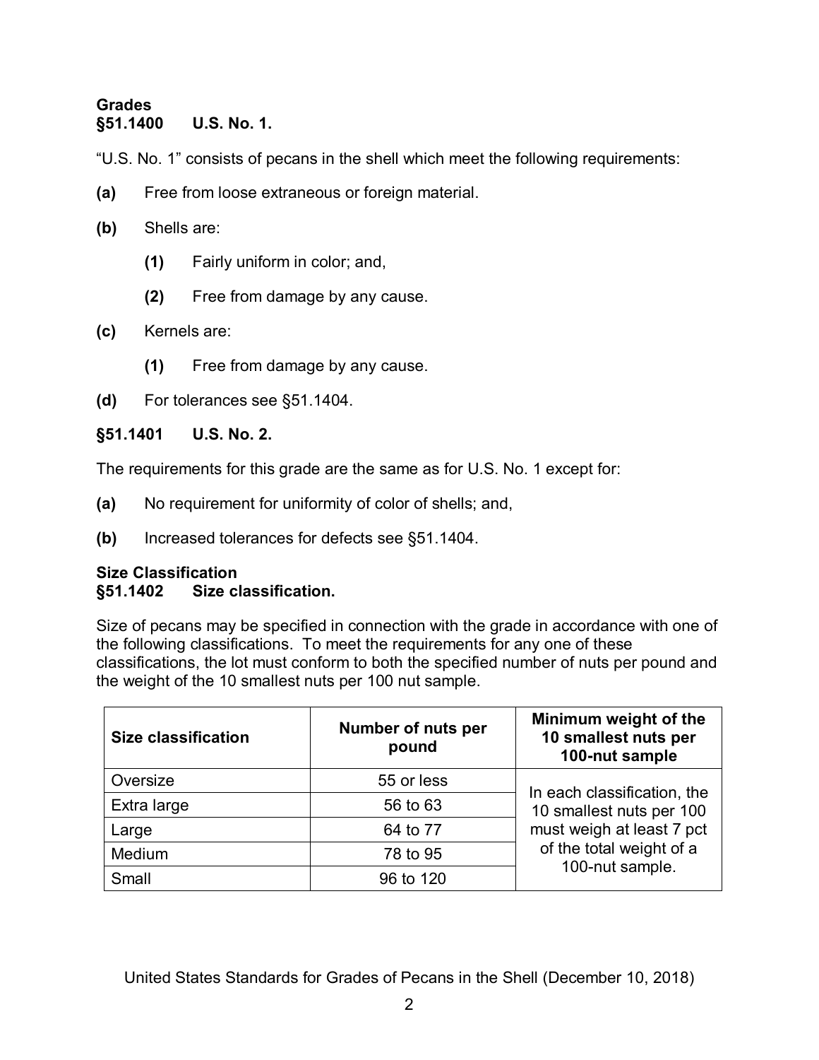## Grades

### §51.1400 U.S. No. 1.

“U.S. No. 1” consists of pecans in the shell which meet the following requirements:

**(a)** Free from loose extraneous or foreign material.

**(b)** Shells are:

**(1)** Fairly uniform in color; and,

**(2)** Free from damage by any cause.

**(c)** Kernels are:

**(1)** Free from damage by any cause.

**(d)** For tolerances see §51.1404.

### §51.1401 U.S. No. 2.

The requirements for this grade are the same as for U.S. No. 1 except for:

**(a)** No requirement for uniformity of color of shells; and,

**(b)** Increased tolerances for defects see §51.1404.

## Size Classification

### §51.1402 Size classification.

Size of pecans may be specified in connection with the grade in accordance with one of the following classifications. To meet the requirements for any one of these classifications, the lot must conform to both the specified number of nuts per pound and the weight of the 10 smallest nuts per 100 nut sample.

| Size classification | Number of nuts per pound | Minimum weight of the 10 smallest nuts per 100-nut sample |
|---|---|---|
| Oversize | 55 or less | In each classification, the 10 smallest nuts per 100 must weigh at least 7 pct of the total weight of a 100-nut sample. |
| Extra large | 56 to 63 | |
| Large | 64 to 77 | |
| Medium | 78 to 95 | |
| Small | 96 to 120 | |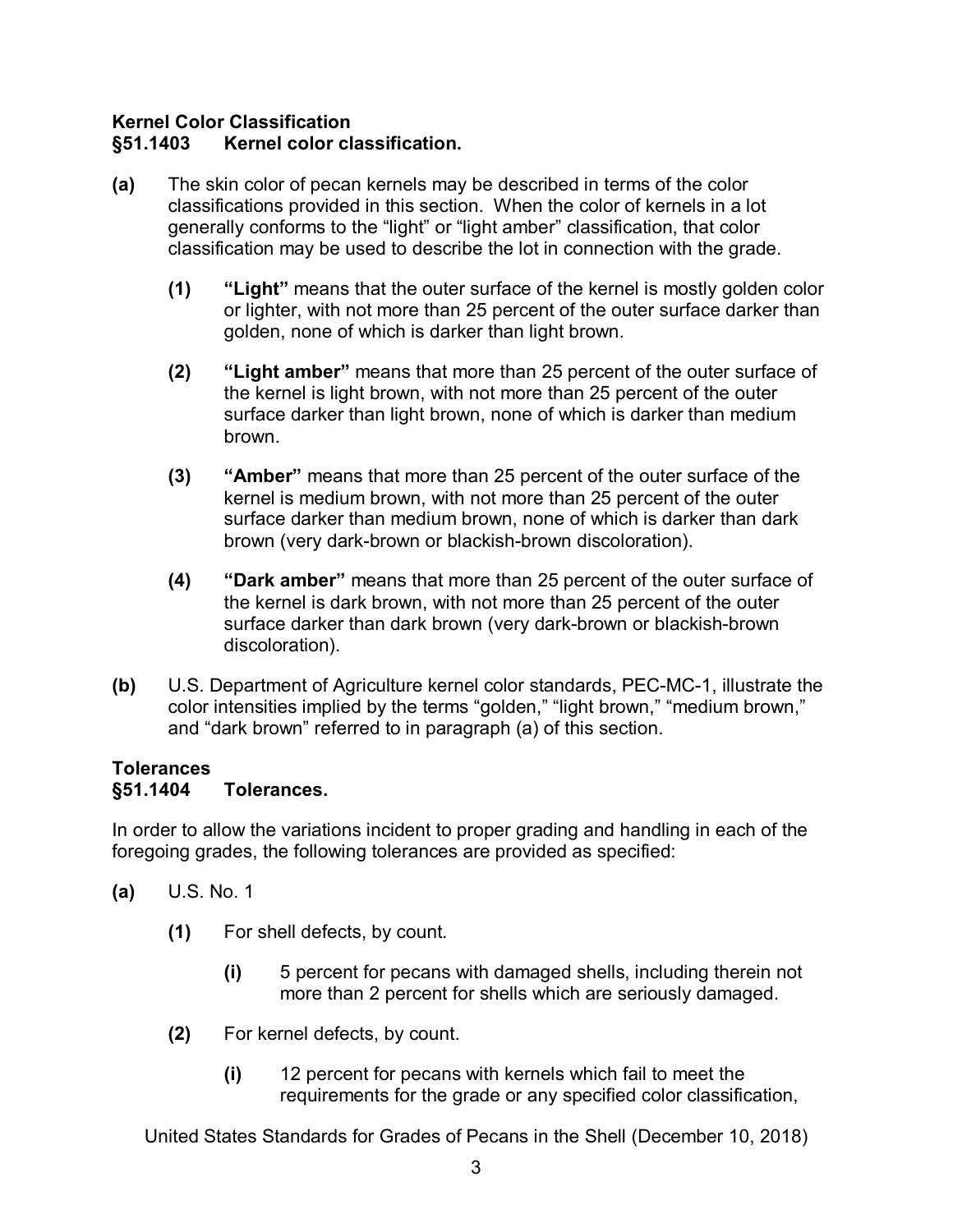**Kernel Color Classification**
**§51.1403 Kernel color classification.**

**(a)** The skin color of pecan kernels may be described in terms of the color classifications provided in this section. When the color of kernels in a lot generally conforms to the “light” or “light amber” classification, that color classification may be used to describe the lot in connection with the grade.

> **(1)** **“Light”** means that the outer surface of the kernel is mostly golden color or lighter, with not more than 25 percent of the outer surface darker than golden, none of which is darker than light brown.
>
> **(2)** **“Light amber”** means that more than 25 percent of the outer surface of the kernel is light brown, with not more than 25 percent of the outer surface darker than light brown, none of which is darker than medium brown.
>
> **(3)** **“Amber”** means that more than 25 percent of the outer surface of the kernel is medium brown, with not more than 25 percent of the outer surface darker than medium brown, none of which is darker than dark brown (very dark-brown or blackish-brown discoloration).
>
> **(4)** **“Dark amber”** means that more than 25 percent of the outer surface of the kernel is dark brown, with not more than 25 percent of the outer surface darker than dark brown (very dark-brown or blackish-brown discoloration).

**(b)** U.S. Department of Agriculture kernel color standards, PEC-MC-1, illustrate the color intensities implied by the terms “golden,” “light brown,” “medium brown,” and “dark brown” referred to in paragraph (a) of this section.

**Tolerances**
**§51.1404 Tolerances.**

In order to allow the variations incident to proper grading and handling in each of the foregoing grades, the following tolerances are provided as specified:

**(a)** U.S. No. 1

> **(1)** For shell defects, by count.
>
> > **(i)** 5 percent for pecans with damaged shells, including therein not more than 2 percent for shells which are seriously damaged.
>
> **(2)** For kernel defects, by count.
>
> > **(i)** 12 percent for pecans with kernels which fail to meet the requirements for the grade or any specified color classification,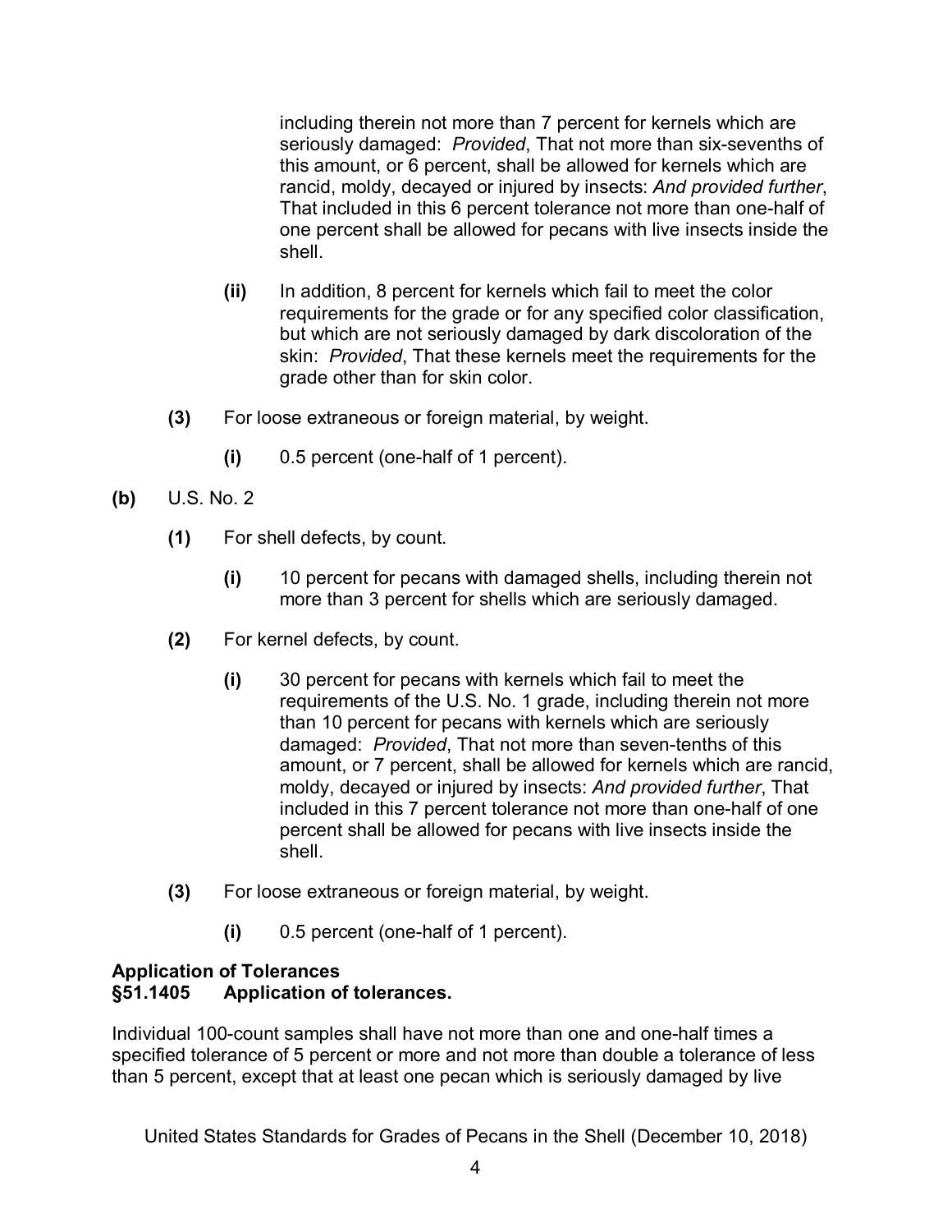including therein not more than 7 percent for kernels which are seriously damaged: *Provided*, That not more than six-sevenths of this amount, or 6 percent, shall be allowed for kernels which are rancid, moldy, decayed or injured by insects: *And provided further*, That included in this 6 percent tolerance not more than one-half of one percent shall be allowed for pecans with live insects inside the shell.

**(ii)** In addition, 8 percent for kernels which fail to meet the color requirements for the grade or for any specified color classification, but which are not seriously damaged by dark discoloration of the skin: *Provided*, That these kernels meet the requirements for the grade other than for skin color.

**(3)** For loose extraneous or foreign material, by weight.

**(i)** 0.5 percent (one-half of 1 percent).

**(b)** U.S. No. 2

**(1)** For shell defects, by count.

**(i)** 10 percent for pecans with damaged shells, including therein not more than 3 percent for shells which are seriously damaged.

**(2)** For kernel defects, by count.

**(i)** 30 percent for pecans with kernels which fail to meet the requirements of the U.S. No. 1 grade, including therein not more than 10 percent for pecans with kernels which are seriously damaged: *Provided*, That not more than seven-tenths of this amount, or 7 percent, shall be allowed for kernels which are rancid, moldy, decayed or injured by insects: *And provided further*, That included in this 7 percent tolerance not more than one-half of one percent shall be allowed for pecans with live insects inside the shell.

**(3)** For loose extraneous or foreign material, by weight.

**(i)** 0.5 percent (one-half of 1 percent).

## Application of Tolerances

### §51.1405 Application of tolerances.

Individual 100-count samples shall have not more than one and one-half times a specified tolerance of 5 percent or more and not more than double a tolerance of less than 5 percent, except that at least one pecan which is seriously damaged by live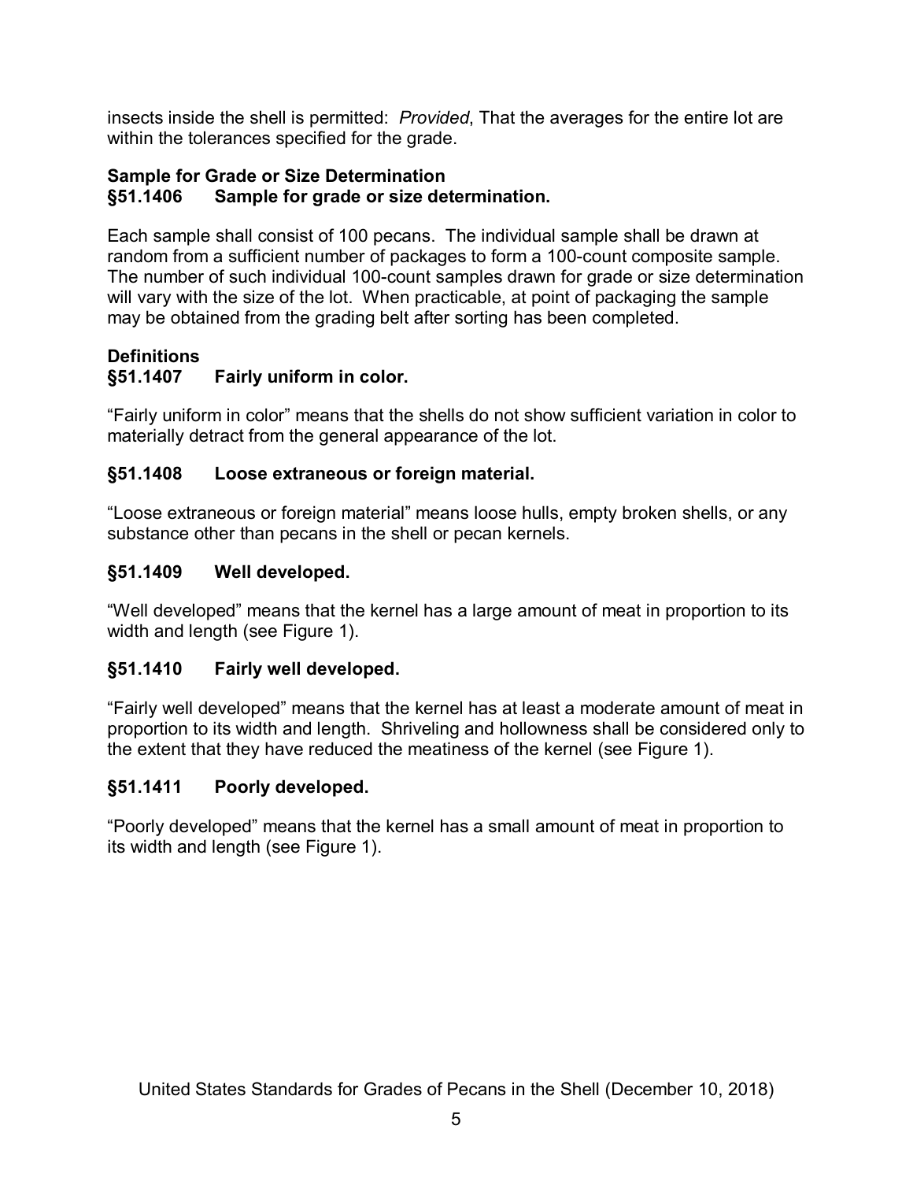insects inside the shell is permitted: *Provided*, That the averages for the entire lot are within the tolerances specified for the grade.

### Sample for Grade or Size Determination

### §51.1406 Sample for grade or size determination.

Each sample shall consist of 100 pecans. The individual sample shall be drawn at random from a sufficient number of packages to form a 100-count composite sample. The number of such individual 100-count samples drawn for grade or size determination will vary with the size of the lot. When practicable, at point of packaging the sample may be obtained from the grading belt after sorting has been completed.

### Definitions

### §51.1407 Fairly uniform in color.

"Fairly uniform in color" means that the shells do not show sufficient variation in color to materially detract from the general appearance of the lot.

### §51.1408 Loose extraneous or foreign material.

"Loose extraneous or foreign material" means loose hulls, empty broken shells, or any substance other than pecans in the shell or pecan kernels.

### §51.1409 Well developed.

"Well developed" means that the kernel has a large amount of meat in proportion to its width and length (see Figure 1).

### §51.1410 Fairly well developed.

"Fairly well developed" means that the kernel has at least a moderate amount of meat in proportion to its width and length. Shriveling and hollowness shall be considered only to the extent that they have reduced the meatiness of the kernel (see Figure 1).

### §51.1411 Poorly developed.

"Poorly developed" means that the kernel has a small amount of meat in proportion to its width and length (see Figure 1).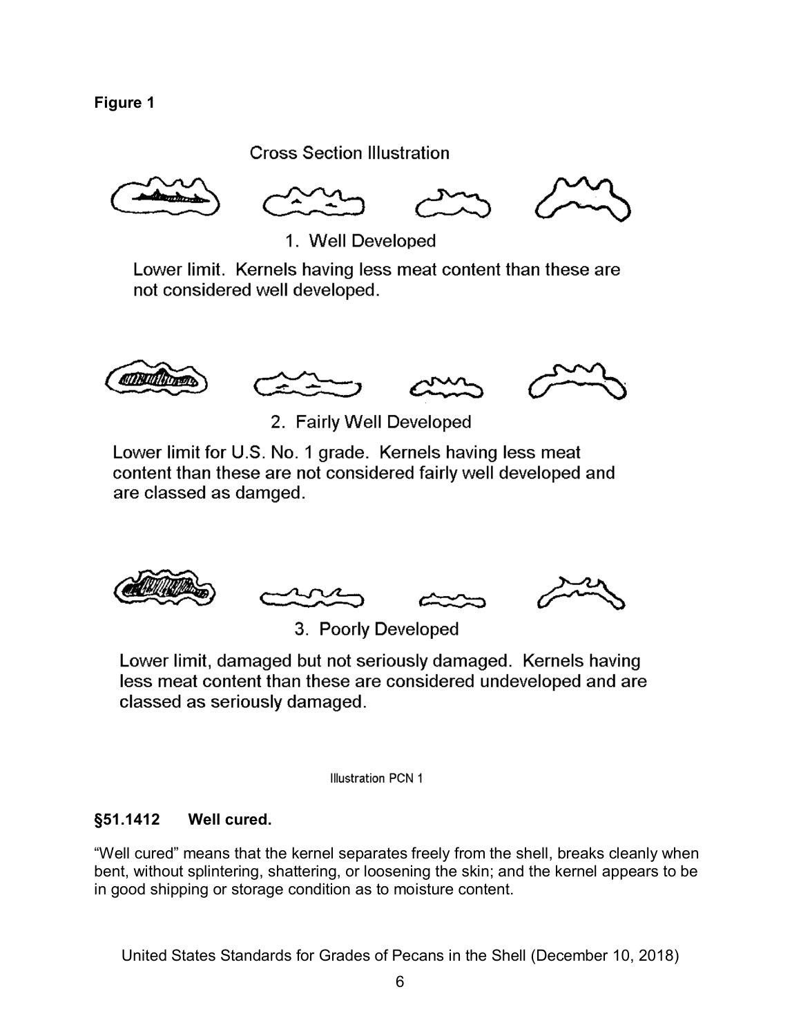**Figure 1**

Cross Section Illustration

1. Well Developed

Lower limit. Kernels having less meat content than these are not considered well developed.

2. Fairly Well Developed

Lower limit for U.S. No. 1 grade. Kernels having less meat content than these are not considered fairly well developed and are classed as damged.

3. Poorly Developed

Lower limit, damaged but not seriously damaged. Kernels having less meat content than these are considered undeveloped and are classed as seriously damaged.

Illustration PCN 1

### §51.1412 Well cured.

"Well cured" means that the kernel separates freely from the shell, breaks cleanly when bent, without splintering, shattering, or loosening the skin; and the kernel appears to be in good shipping or storage condition as to moisture content.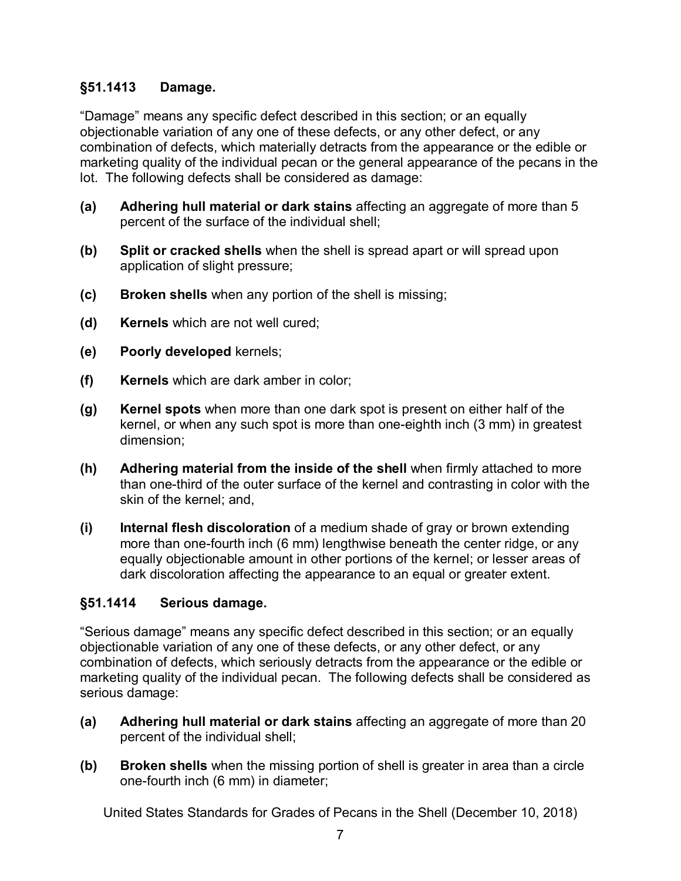## §51.1413 Damage.

"Damage" means any specific defect described in this section; or an equally objectionable variation of any one of these defects, or any other defect, or any combination of defects, which materially detracts from the appearance or the edible or marketing quality of the individual pecan or the general appearance of the pecans in the lot. The following defects shall be considered as damage:

**(a)** **Adhering hull material or dark stains** affecting an aggregate of more than 5 percent of the surface of the individual shell;

**(b)** **Split or cracked shells** when the shell is spread apart or will spread upon application of slight pressure;

**(c)** **Broken shells** when any portion of the shell is missing;

**(d)** **Kernels** which are not well cured;

**(e)** **Poorly developed** kernels;

**(f)** **Kernels** which are dark amber in color;

**(g)** **Kernel spots** when more than one dark spot is present on either half of the kernel, or when any such spot is more than one-eighth inch (3 mm) in greatest dimension;

**(h)** **Adhering material from the inside of the shell** when firmly attached to more than one-third of the outer surface of the kernel and contrasting in color with the skin of the kernel; and,

**(i)** **Internal flesh discoloration** of a medium shade of gray or brown extending more than one-fourth inch (6 mm) lengthwise beneath the center ridge, or any equally objectionable amount in other portions of the kernel; or lesser areas of dark discoloration affecting the appearance to an equal or greater extent.

## §51.1414 Serious damage.

"Serious damage" means any specific defect described in this section; or an equally objectionable variation of any one of these defects, or any other defect, or any combination of defects, which seriously detracts from the appearance or the edible or marketing quality of the individual pecan. The following defects shall be considered as serious damage:

**(a)** **Adhering hull material or dark stains** affecting an aggregate of more than 20 percent of the individual shell;

**(b)** **Broken shells** when the missing portion of shell is greater in area than a circle one-fourth inch (6 mm) in diameter;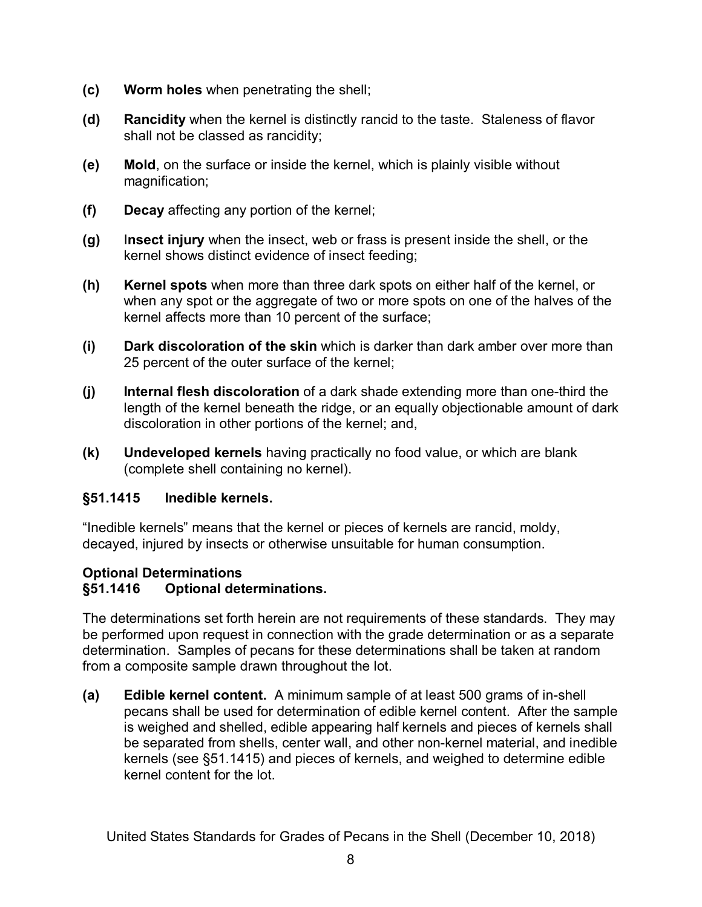**(c)** **Worm holes** when penetrating the shell;

**(d)** **Rancidity** when the kernel is distinctly rancid to the taste. Staleness of flavor shall not be classed as rancidity;

**(e)** **Mold**, on the surface or inside the kernel, which is plainly visible without magnification;

**(f)** **Decay** affecting any portion of the kernel;

**(g)** I**nsect injury** when the insect, web or frass is present inside the shell, or the kernel shows distinct evidence of insect feeding;

**(h)** **Kernel spots** when more than three dark spots on either half of the kernel, or when any spot or the aggregate of two or more spots on one of the halves of the kernel affects more than 10 percent of the surface;

**(i)** **Dark discoloration of the skin** which is darker than dark amber over more than 25 percent of the outer surface of the kernel;

**(j)** **Internal flesh discoloration** of a dark shade extending more than one-third the length of the kernel beneath the ridge, or an equally objectionable amount of dark discoloration in other portions of the kernel; and,

**(k)** **Undeveloped kernels** having practically no food value, or which are blank (complete shell containing no kernel).

### §51.1415 Inedible kernels.

"Inedible kernels" means that the kernel or pieces of kernels are rancid, moldy, decayed, injured by insects or otherwise unsuitable for human consumption.

### Optional Determinations
### §51.1416 Optional determinations.

The determinations set forth herein are not requirements of these standards. They may be performed upon request in connection with the grade determination or as a separate determination. Samples of pecans for these determinations shall be taken at random from a composite sample drawn throughout the lot.

**(a)** **Edible kernel content.** A minimum sample of at least 500 grams of in-shell pecans shall be used for determination of edible kernel content. After the sample is weighed and shelled, edible appearing half kernels and pieces of kernels shall be separated from shells, center wall, and other non-kernel material, and inedible kernels (see §51.1415) and pieces of kernels, and weighed to determine edible kernel content for the lot.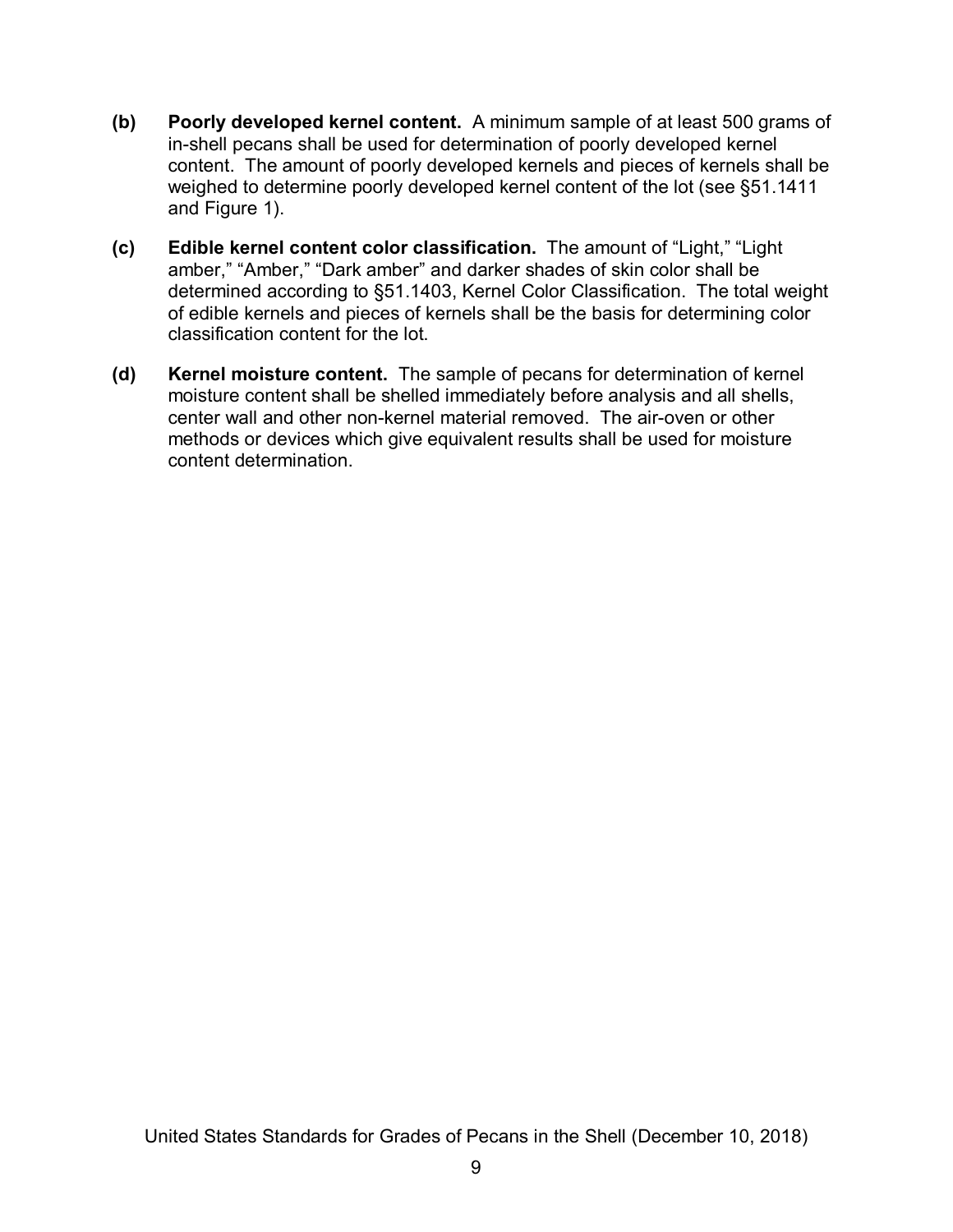**(b) Poorly developed kernel content.** A minimum sample of at least 500 grams of in-shell pecans shall be used for determination of poorly developed kernel content. The amount of poorly developed kernels and pieces of kernels shall be weighed to determine poorly developed kernel content of the lot (see §51.1411 and Figure 1).

**(c) Edible kernel content color classification.** The amount of "Light," "Light amber," "Amber," "Dark amber" and darker shades of skin color shall be determined according to §51.1403, Kernel Color Classification. The total weight of edible kernels and pieces of kernels shall be the basis for determining color classification content for the lot.

**(d) Kernel moisture content.** The sample of pecans for determination of kernel moisture content shall be shelled immediately before analysis and all shells, center wall and other non-kernel material removed. The air-oven or other methods or devices which give equivalent results shall be used for moisture content determination.